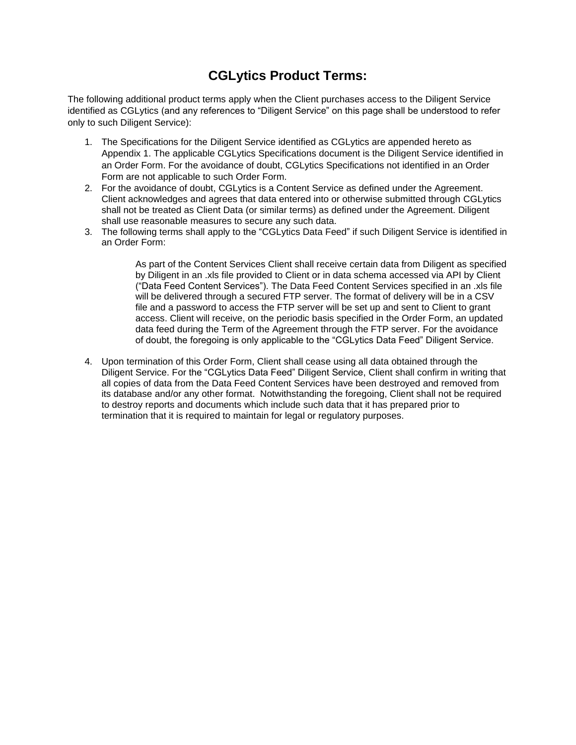# CGLytics Product Terms:

The following additional product terms apply when the Client purchases access to the Diligent Service identified as CGLytics (and any references to "Diligent Service" on this page shall be understood to refer only to such Diligent Service):

1. The Specifications for the Diligent Service identified as CGLytics are appended hereto as Appendix 1. The applicable CGLytics Specifications document is the Diligent Service identified in an Order Form. For the avoidance of doubt, CGLytics Specifications not identified in an Order Form are not applicable to such Order Form.
2. For the avoidance of doubt, CGLytics is a Content Service as defined under the Agreement. Client acknowledges and agrees that data entered into or otherwise submitted through CGLytics shall not be treated as Client Data (or similar terms) as defined under the Agreement. Diligent shall use reasonable measures to secure any such data.
3. The following terms shall apply to the "CGLytics Data Feed" if such Diligent Service is identified in an Order Form:

   > As part of the Content Services Client shall receive certain data from Diligent as specified by Diligent in an .xls file provided to Client or in data schema accessed via API by Client ("Data Feed Content Services"). The Data Feed Content Services specified in an .xls file will be delivered through a secured FTP server. The format of delivery will be in a CSV file and a password to access the FTP server will be set up and sent to Client to grant access. Client will receive, on the periodic basis specified in the Order Form, an updated data feed during the Term of the Agreement through the FTP server. For the avoidance of doubt, the foregoing is only applicable to the "CGLytics Data Feed" Diligent Service.

4. Upon termination of this Order Form, Client shall cease using all data obtained through the Diligent Service. For the "CGLytics Data Feed" Diligent Service, Client shall confirm in writing that all copies of data from the Data Feed Content Services have been destroyed and removed from its database and/or any other format. Notwithstanding the foregoing, Client shall not be required to destroy reports and documents which include such data that it has prepared prior to termination that it is required to maintain for legal or regulatory purposes.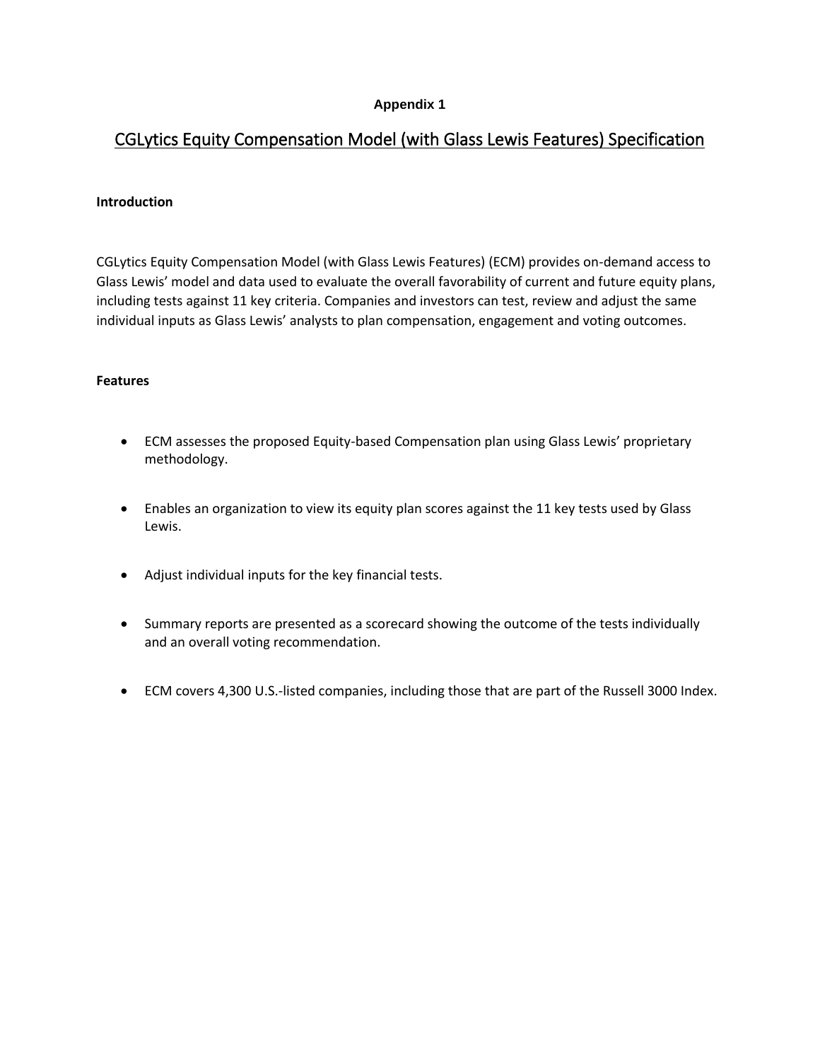**Appendix 1**

# CGLytics Equity Compensation Model (with Glass Lewis Features) Specification

**Introduction**

CGLytics Equity Compensation Model (with Glass Lewis Features) (ECM) provides on-demand access to Glass Lewis' model and data used to evaluate the overall favorability of current and future equity plans, including tests against 11 key criteria. Companies and investors can test, review and adjust the same individual inputs as Glass Lewis' analysts to plan compensation, engagement and voting outcomes.

**Features**

- ECM assesses the proposed Equity-based Compensation plan using Glass Lewis' proprietary methodology.
- Enables an organization to view its equity plan scores against the 11 key tests used by Glass Lewis.
- Adjust individual inputs for the key financial tests.
- Summary reports are presented as a scorecard showing the outcome of the tests individually and an overall voting recommendation.
- ECM covers 4,300 U.S.-listed companies, including those that are part of the Russell 3000 Index.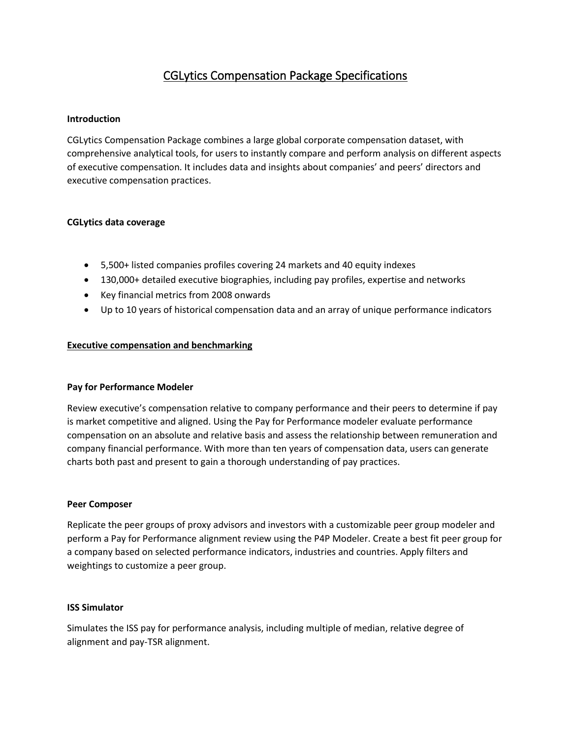# CGLytics Compensation Package Specifications

**Introduction**

CGLytics Compensation Package combines a large global corporate compensation dataset, with comprehensive analytical tools, for users to instantly compare and perform analysis on different aspects of executive compensation. It includes data and insights about companies' and peers' directors and executive compensation practices.

**CGLytics data coverage**

- 5,500+ listed companies profiles covering 24 markets and 40 equity indexes
- 130,000+ detailed executive biographies, including pay profiles, expertise and networks
- Key financial metrics from 2008 onwards
- Up to 10 years of historical compensation data and an array of unique performance indicators

## Executive compensation and benchmarking

**Pay for Performance Modeler**

Review executive's compensation relative to company performance and their peers to determine if pay is market competitive and aligned. Using the Pay for Performance modeler evaluate performance compensation on an absolute and relative basis and assess the relationship between remuneration and company financial performance. With more than ten years of compensation data, users can generate charts both past and present to gain a thorough understanding of pay practices.

**Peer Composer**

Replicate the peer groups of proxy advisors and investors with a customizable peer group modeler and perform a Pay for Performance alignment review using the P4P Modeler. Create a best fit peer group for a company based on selected performance indicators, industries and countries. Apply filters and weightings to customize a peer group.

**ISS Simulator**

Simulates the ISS pay for performance analysis, including multiple of median, relative degree of alignment and pay-TSR alignment.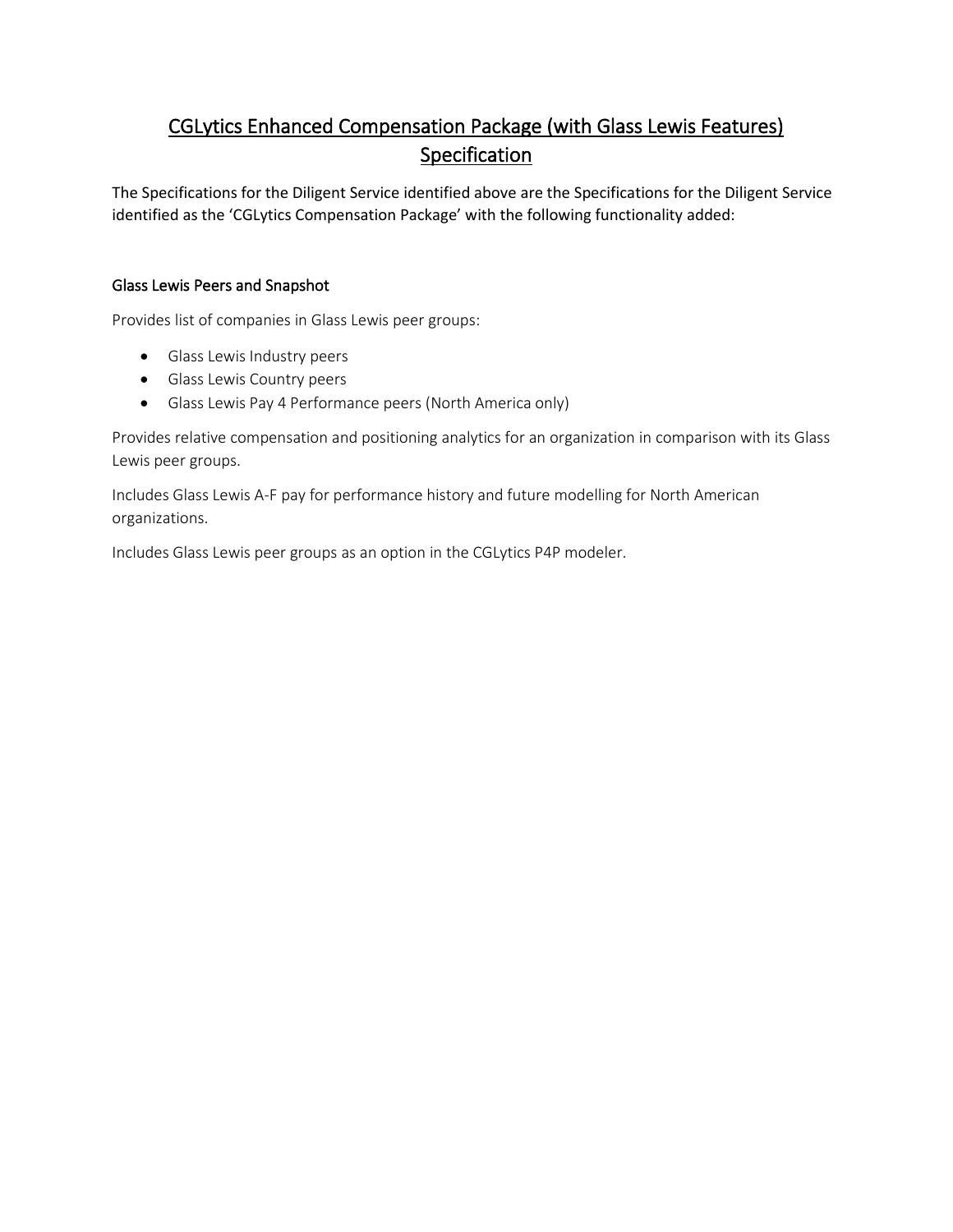# CGLytics Enhanced Compensation Package (with Glass Lewis Features) Specification

The Specifications for the Diligent Service identified above are the Specifications for the Diligent Service identified as the 'CGLytics Compensation Package' with the following functionality added:

### Glass Lewis Peers and Snapshot

Provides list of companies in Glass Lewis peer groups:

- Glass Lewis Industry peers
- Glass Lewis Country peers
- Glass Lewis Pay 4 Performance peers (North America only)

Provides relative compensation and positioning analytics for an organization in comparison with its Glass Lewis peer groups.

Includes Glass Lewis A-F pay for performance history and future modelling for North American organizations.

Includes Glass Lewis peer groups as an option in the CGLytics P4P modeler.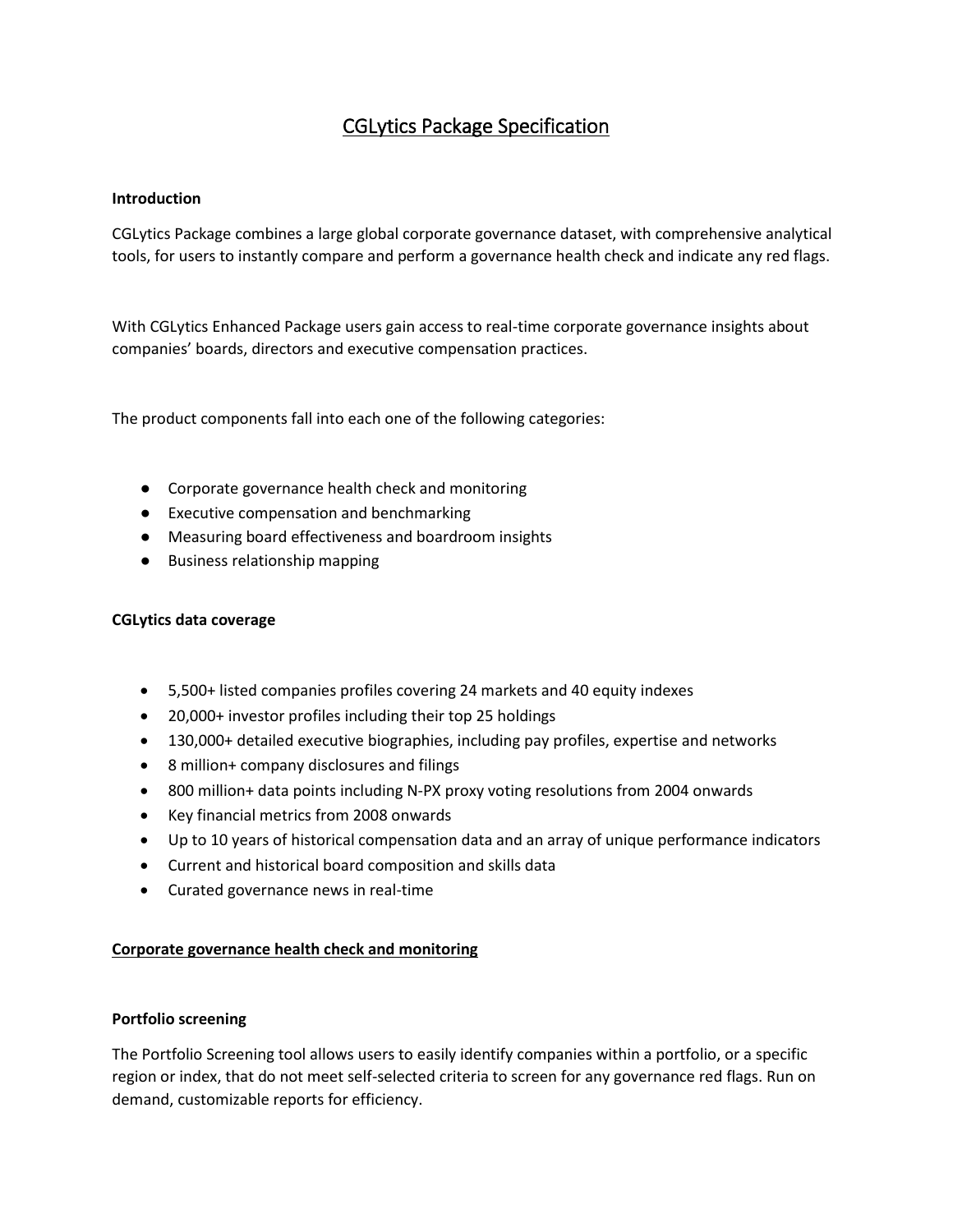# CGLytics Package Specification

**Introduction**

CGLytics Package combines a large global corporate governance dataset, with comprehensive analytical tools, for users to instantly compare and perform a governance health check and indicate any red flags.

With CGLytics Enhanced Package users gain access to real-time corporate governance insights about companies' boards, directors and executive compensation practices.

The product components fall into each one of the following categories:

- Corporate governance health check and monitoring
- Executive compensation and benchmarking
- Measuring board effectiveness and boardroom insights
- Business relationship mapping

**CGLytics data coverage**

- 5,500+ listed companies profiles covering 24 markets and 40 equity indexes
- 20,000+ investor profiles including their top 25 holdings
- 130,000+ detailed executive biographies, including pay profiles, expertise and networks
- 8 million+ company disclosures and filings
- 800 million+ data points including N-PX proxy voting resolutions from 2004 onwards
- Key financial metrics from 2008 onwards
- Up to 10 years of historical compensation data and an array of unique performance indicators
- Current and historical board composition and skills data
- Curated governance news in real-time

**Corporate governance health check and monitoring**

**Portfolio screening**

The Portfolio Screening tool allows users to easily identify companies within a portfolio, or a specific region or index, that do not meet self-selected criteria to screen for any governance red flags. Run on demand, customizable reports for efficiency.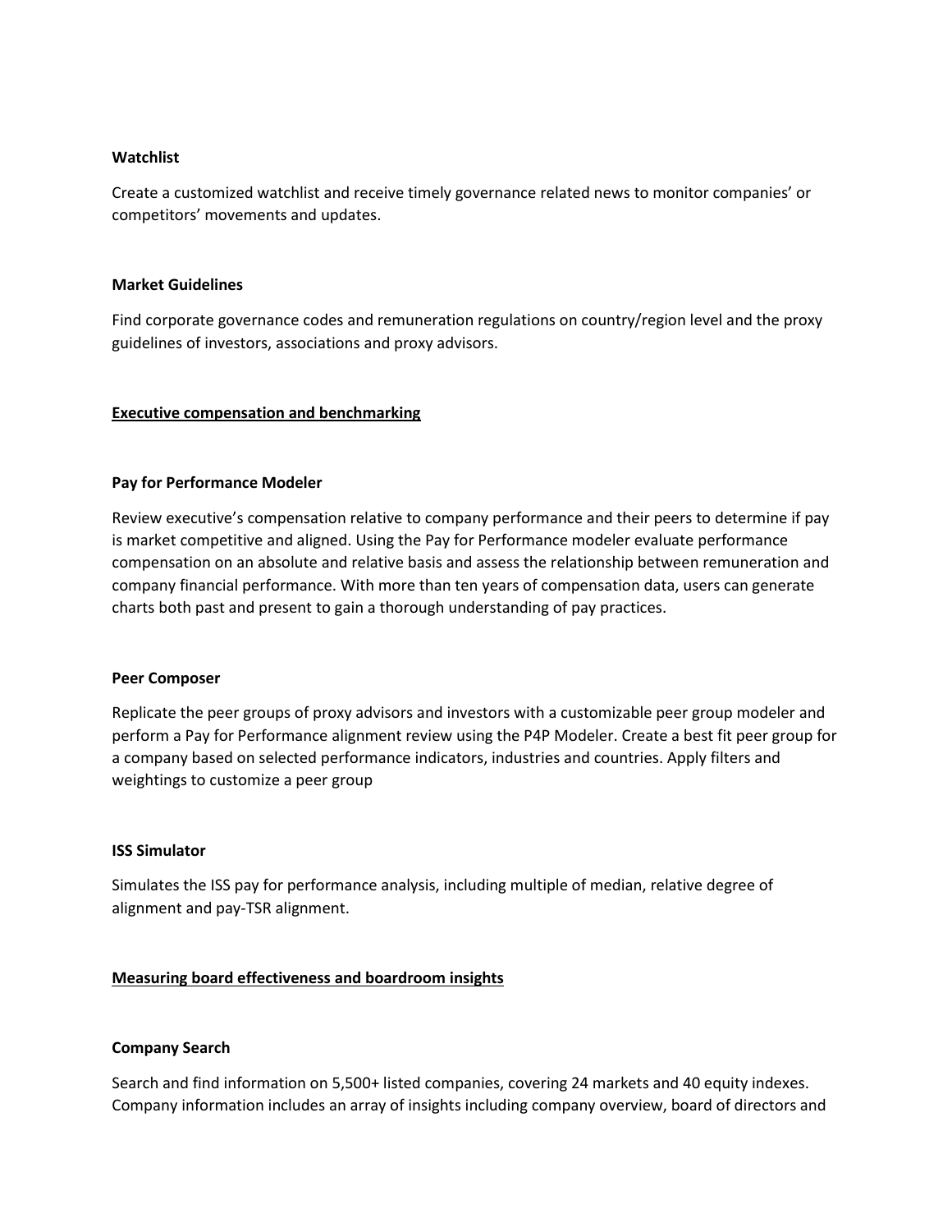**Watchlist**

Create a customized watchlist and receive timely governance related news to monitor companies' or competitors' movements and updates.

**Market Guidelines**

Find corporate governance codes and remuneration regulations on country/region level and the proxy guidelines of investors, associations and proxy advisors.

## Executive compensation and benchmarking

**Pay for Performance Modeler**

Review executive's compensation relative to company performance and their peers to determine if pay is market competitive and aligned. Using the Pay for Performance modeler evaluate performance compensation on an absolute and relative basis and assess the relationship between remuneration and company financial performance. With more than ten years of compensation data, users can generate charts both past and present to gain a thorough understanding of pay practices.

**Peer Composer**

Replicate the peer groups of proxy advisors and investors with a customizable peer group modeler and perform a Pay for Performance alignment review using the P4P Modeler. Create a best fit peer group for a company based on selected performance indicators, industries and countries. Apply filters and weightings to customize a peer group

**ISS Simulator**

Simulates the ISS pay for performance analysis, including multiple of median, relative degree of alignment and pay-TSR alignment.

## Measuring board effectiveness and boardroom insights

**Company Search**

Search and find information on 5,500+ listed companies, covering 24 markets and 40 equity indexes. Company information includes an array of insights including company overview, board of directors and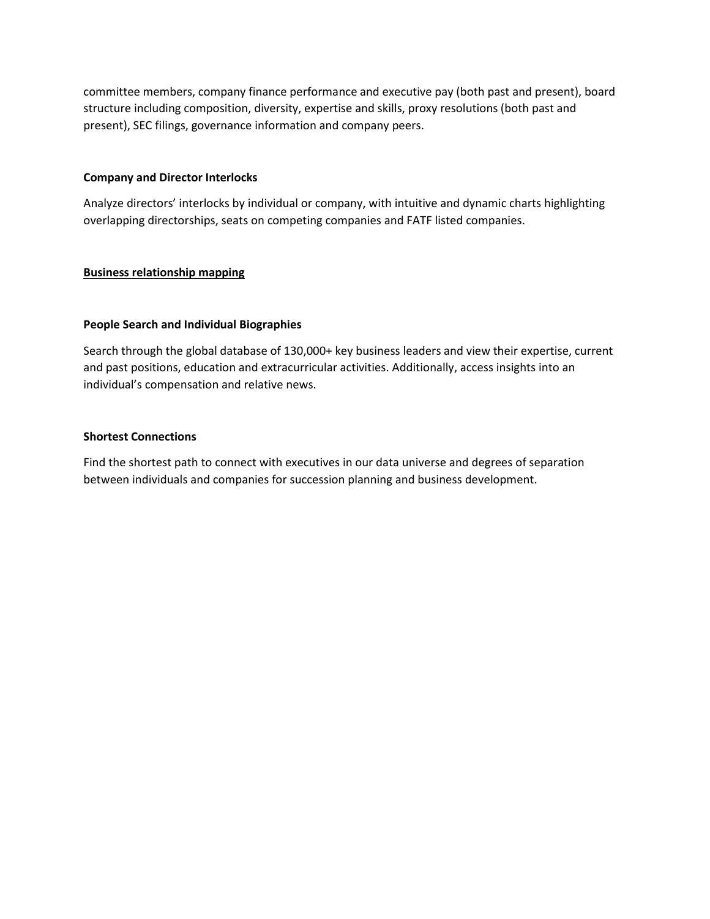committee members, company finance performance and executive pay (both past and present), board structure including composition, diversity, expertise and skills, proxy resolutions (both past and present), SEC filings, governance information and company peers.

### Company and Director Interlocks

Analyze directors' interlocks by individual or company, with intuitive and dynamic charts highlighting overlapping directorships, seats on competing companies and FATF listed companies.

## Business relationship mapping

### People Search and Individual Biographies

Search through the global database of 130,000+ key business leaders and view their expertise, current and past positions, education and extracurricular activities. Additionally, access insights into an individual's compensation and relative news.

### Shortest Connections

Find the shortest path to connect with executives in our data universe and degrees of separation between individuals and companies for succession planning and business development.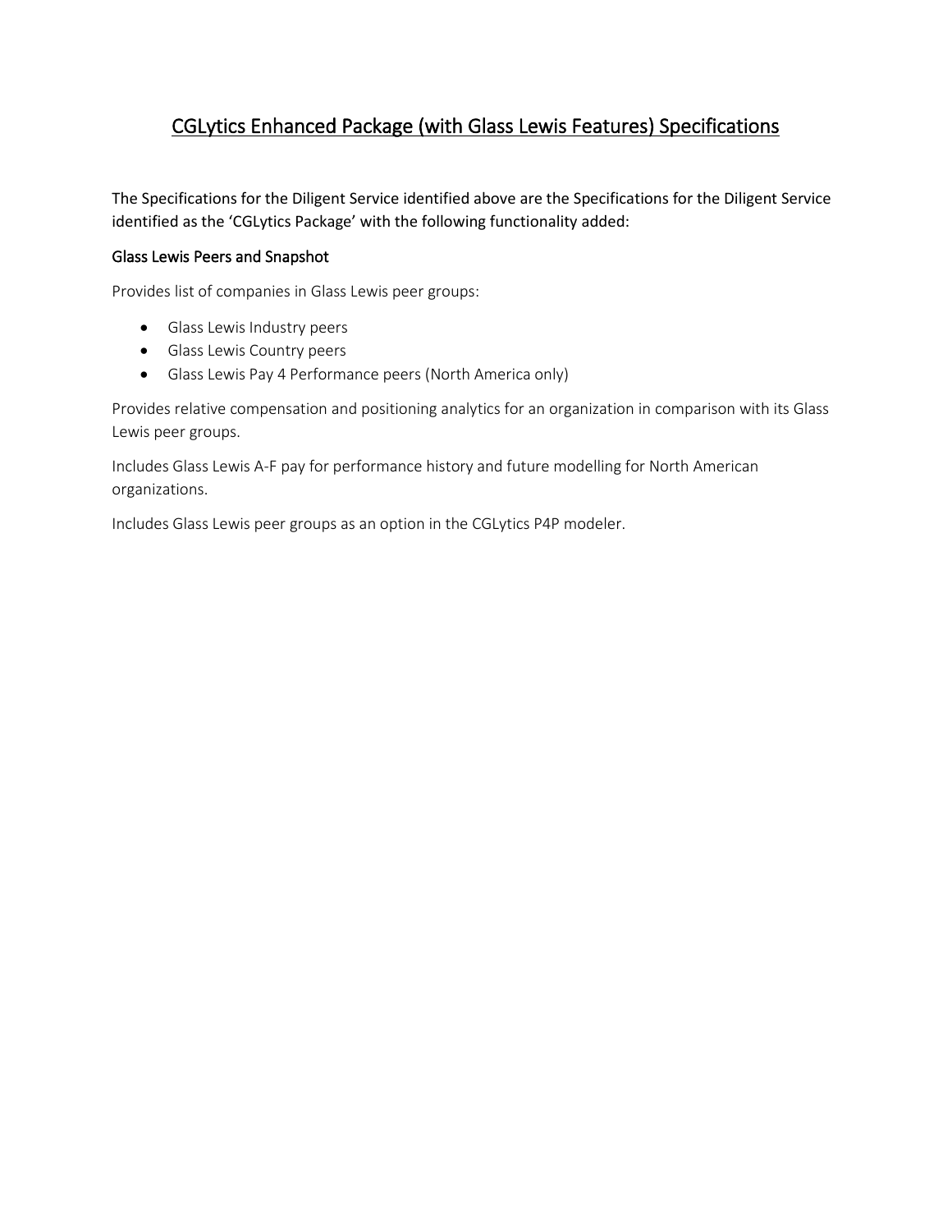# CGLytics Enhanced Package (with Glass Lewis Features) Specifications

The Specifications for the Diligent Service identified above are the Specifications for the Diligent Service identified as the 'CGLytics Package' with the following functionality added:

### Glass Lewis Peers and Snapshot

Provides list of companies in Glass Lewis peer groups:

- Glass Lewis Industry peers
- Glass Lewis Country peers
- Glass Lewis Pay 4 Performance peers (North America only)

Provides relative compensation and positioning analytics for an organization in comparison with its Glass Lewis peer groups.

Includes Glass Lewis A-F pay for performance history and future modelling for North American organizations.

Includes Glass Lewis peer groups as an option in the CGLytics P4P modeler.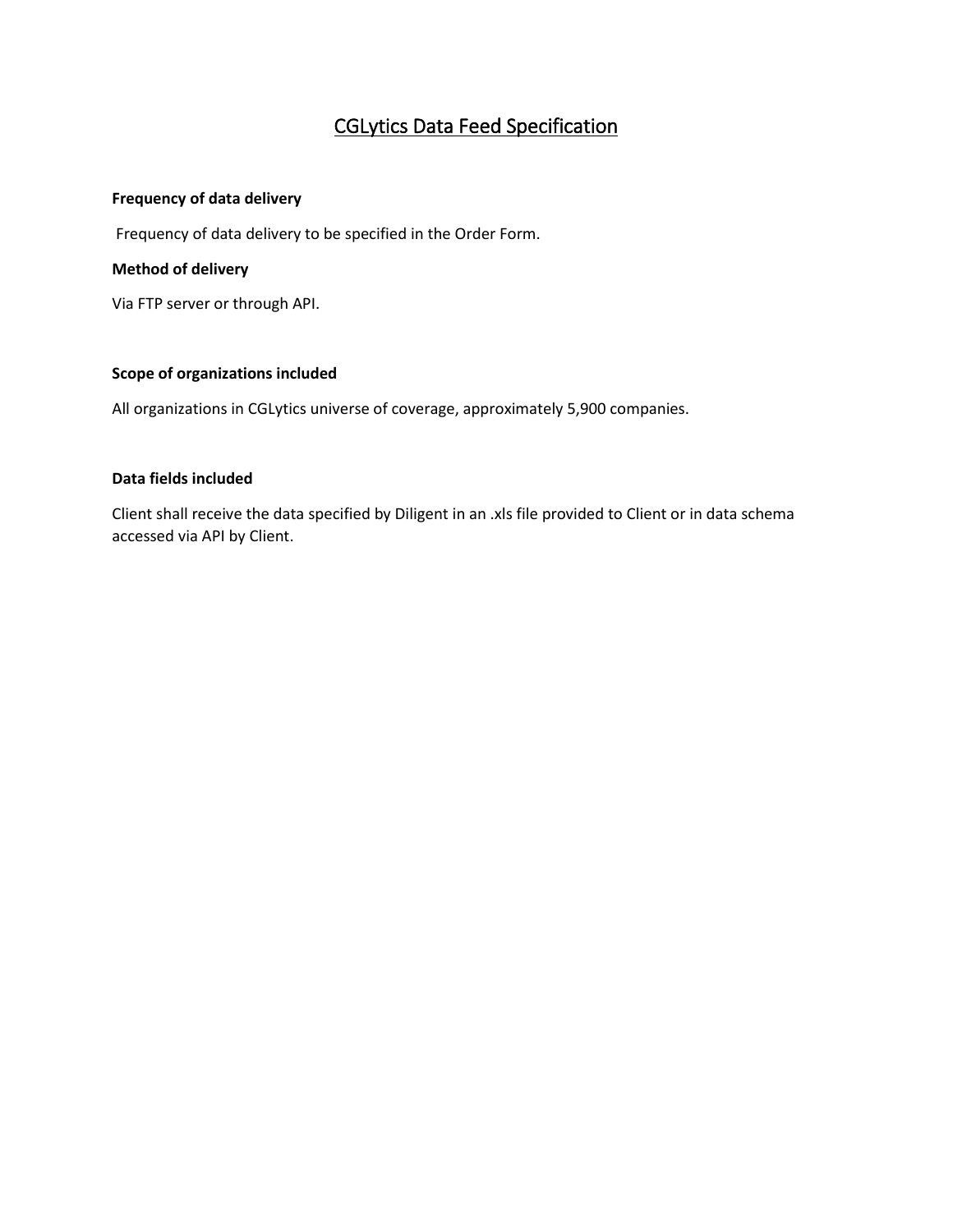# CGLytics Data Feed Specification

**Frequency of data delivery**

Frequency of data delivery to be specified in the Order Form.

**Method of delivery**

Via FTP server or through API.

**Scope of organizations included**

All organizations in CGLytics universe of coverage, approximately 5,900 companies.

**Data fields included**

Client shall receive the data specified by Diligent in an .xls file provided to Client or in data schema accessed via API by Client.